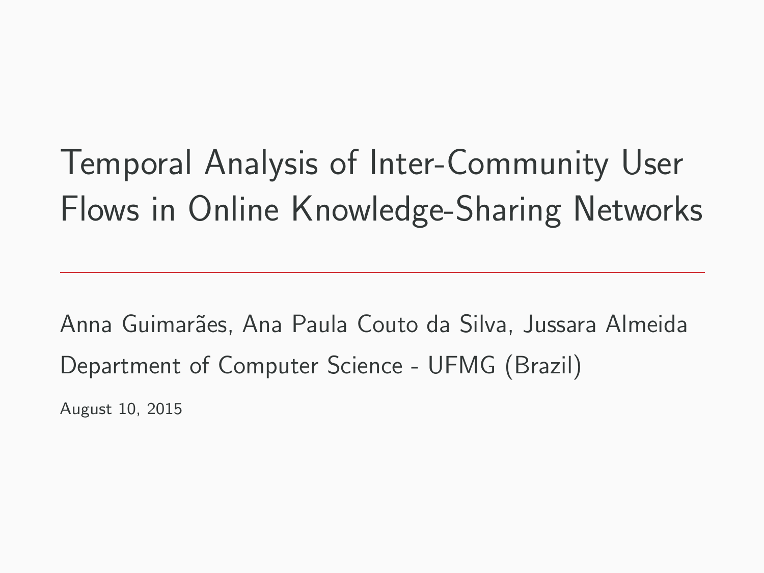# Temporal Analysis of Inter-Community User Flows in Online Knowledge-Sharing Networks

---

Anna Guimarães, Ana Paula Couto da Silva, Jussara Almeida

Department of Computer Science - UFMG (Brazil)

August 10, 2015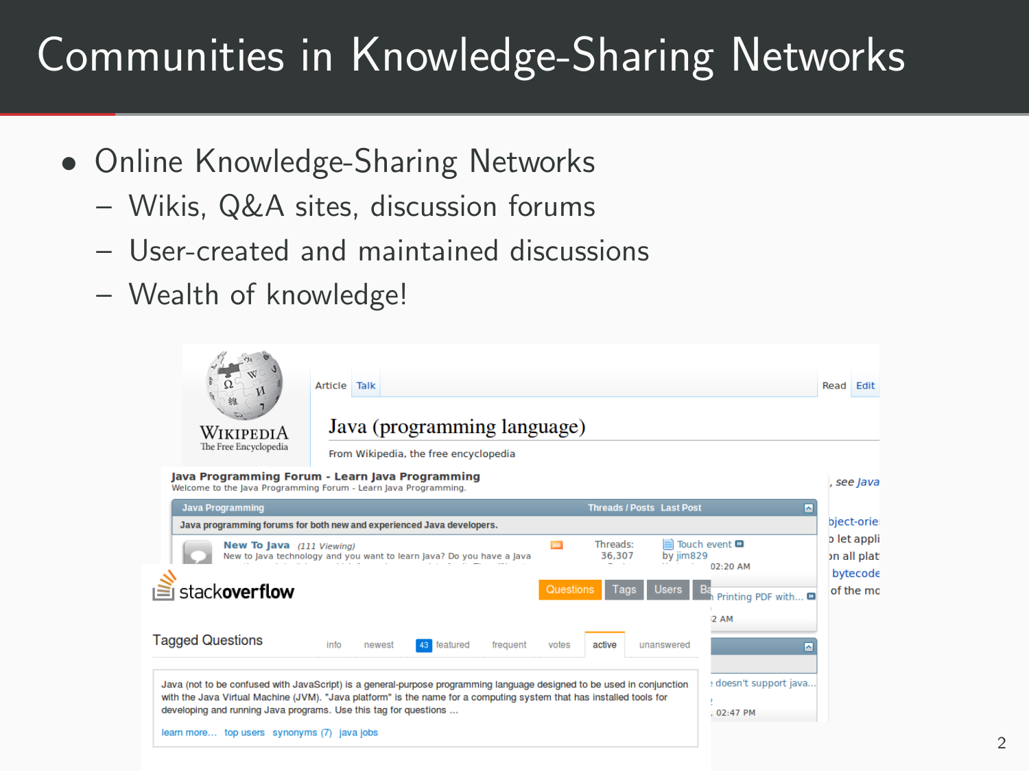# Communities in Knowledge-Sharing Networks

- Online Knowledge-Sharing Networks
  - Wikis, Q&A sites, discussion forums
  - User-created and maintained discussions
  - Wealth of knowledge!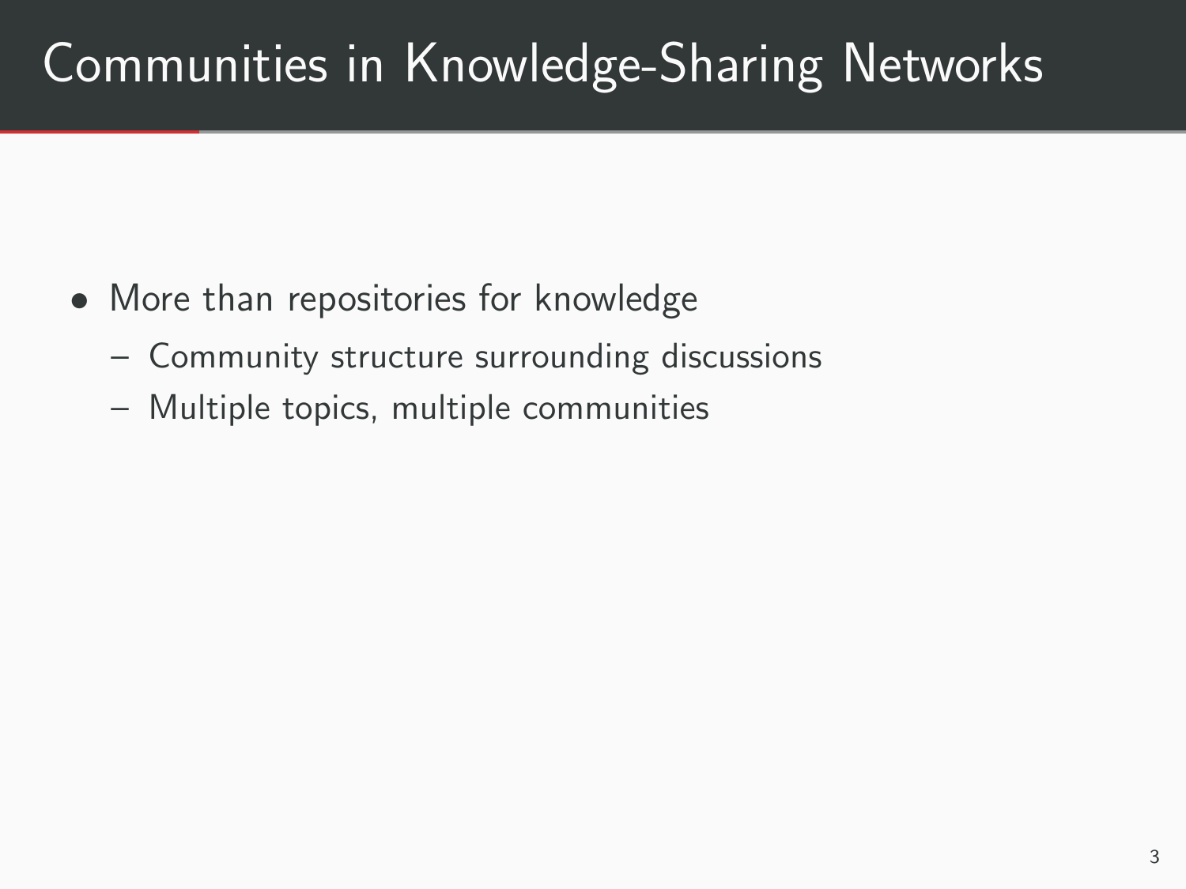# Communities in Knowledge-Sharing Networks

- More than repositories for knowledge
  - Community structure surrounding discussions
  - Multiple topics, multiple communities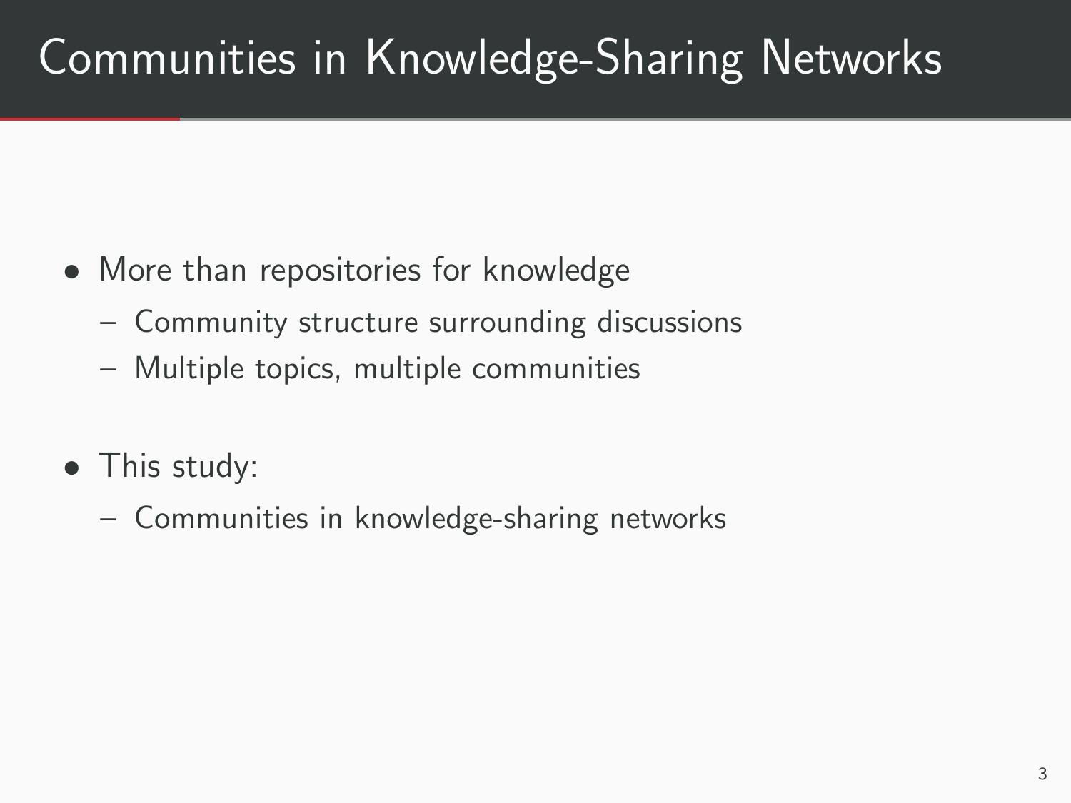# Communities in Knowledge-Sharing Networks

- More than repositories for knowledge
  - Community structure surrounding discussions
  - Multiple topics, multiple communities
- This study:
  - Communities in knowledge-sharing networks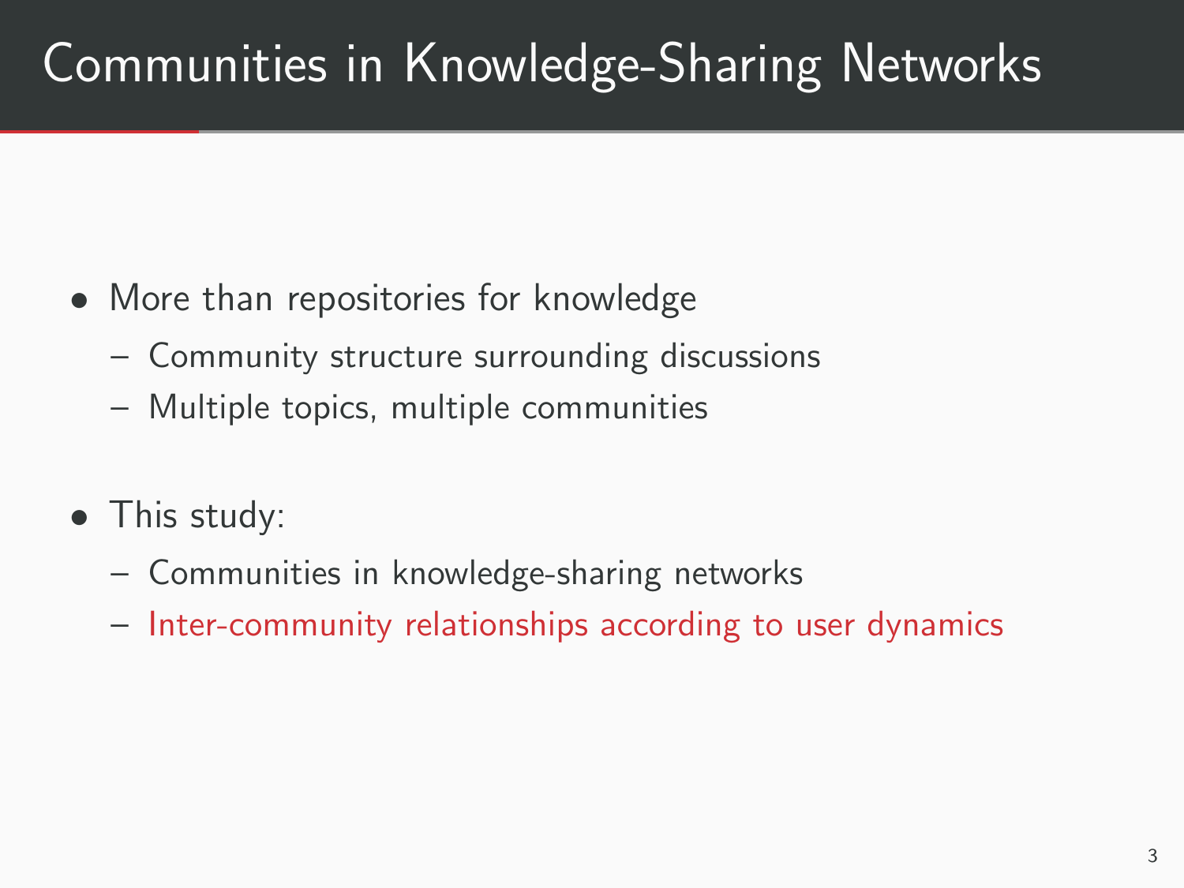# Communities in Knowledge-Sharing Networks

- More than repositories for knowledge
  - Community structure surrounding discussions
  - Multiple topics, multiple communities
- This study:
  - Communities in knowledge-sharing networks
  - Inter-community relationships according to user dynamics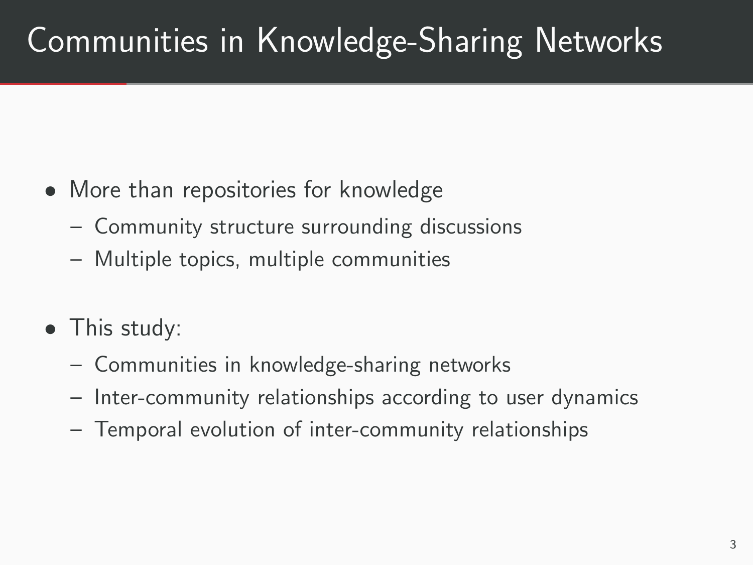# Communities in Knowledge-Sharing Networks

- More than repositories for knowledge
  - Community structure surrounding discussions
  - Multiple topics, multiple communities
- This study:
  - Communities in knowledge-sharing networks
  - Inter-community relationships according to user dynamics
  - Temporal evolution of inter-community relationships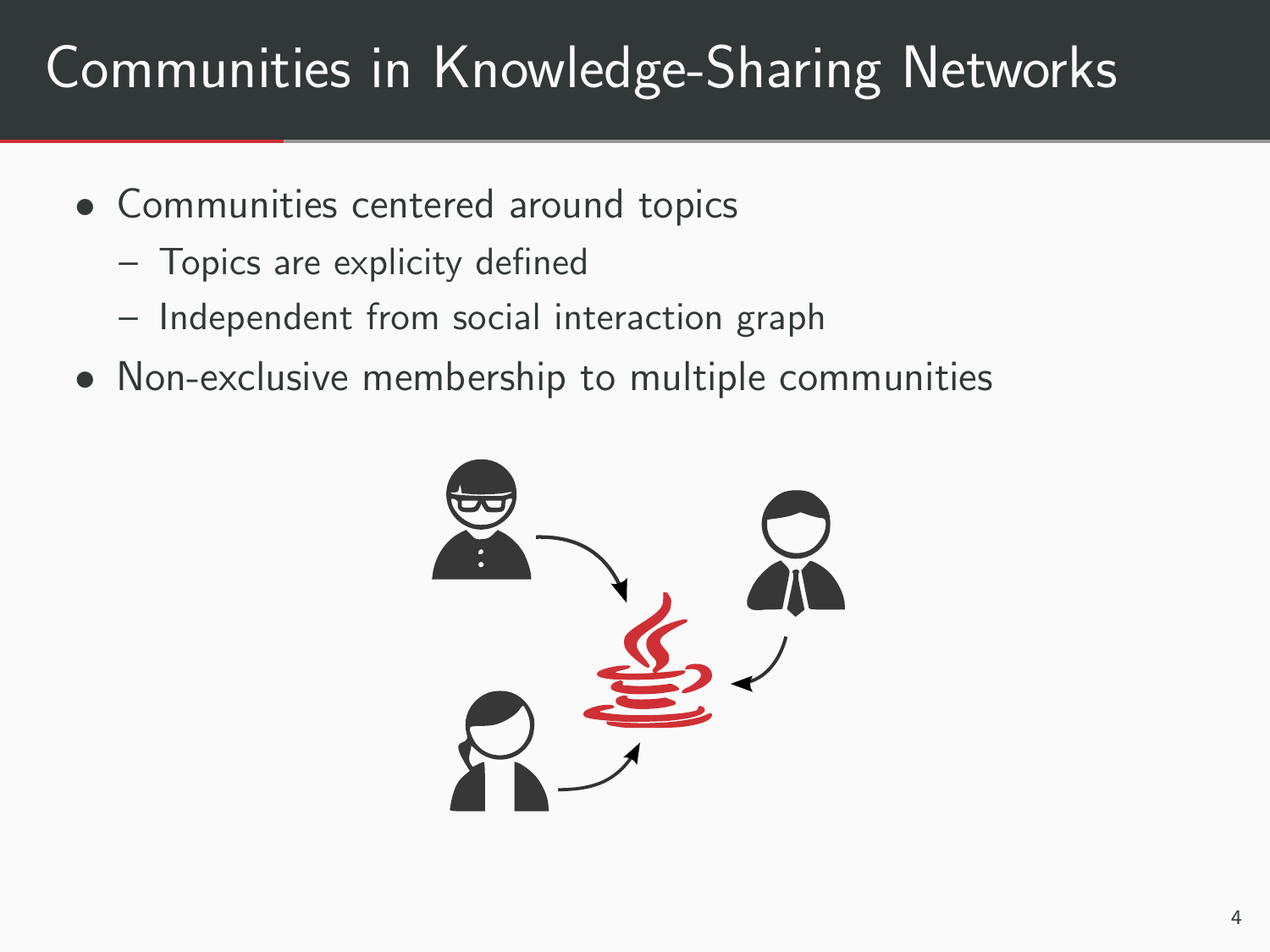# Communities in Knowledge-Sharing Networks

- Communities centered around topics
  - Topics are explicity defined
  - Independent from social interaction graph
- Non-exclusive membership to multiple communities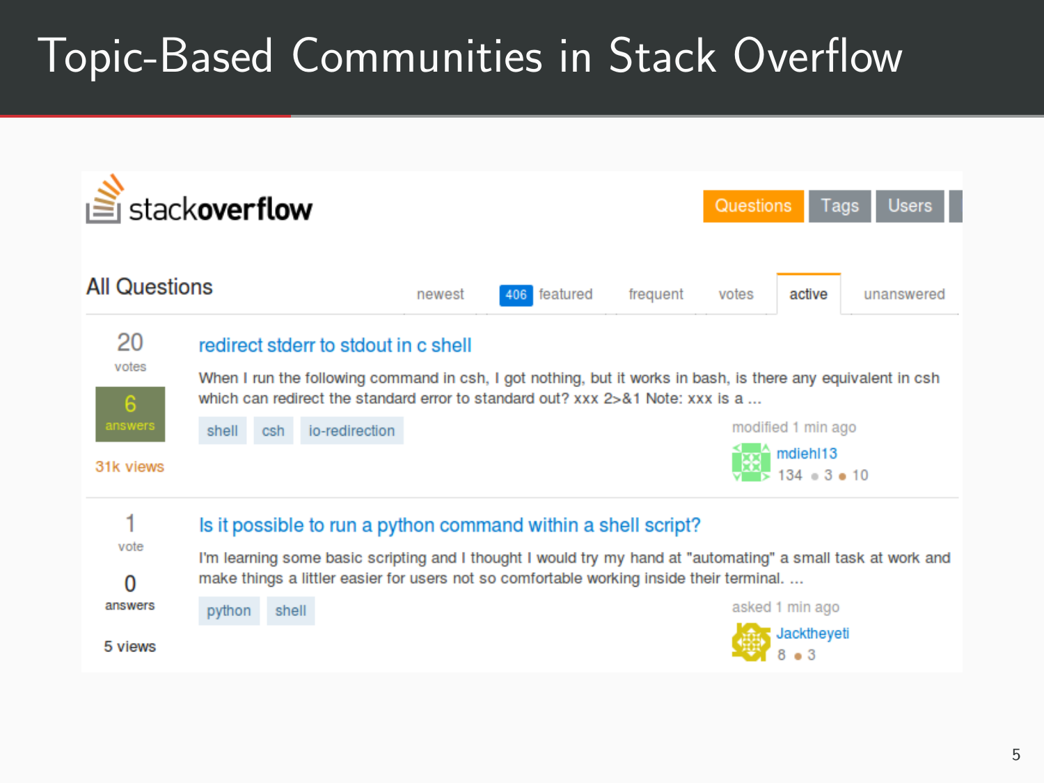# Topic-Based Communities in Stack Overflow

stackoverflow

Questions | Tags | Users

## All Questions

newest | 406 featured | frequent | votes | active | unanswered

20 votes
6 answers
31k views

**redirect stderr to stdout in c shell**

When I run the following command in csh, I got nothing, but it works in bash, is there any equivalent in csh which can redirect the standard error to standard out? xxx 2>&1 Note: xxx is a ...

shell | csh | io-redirection

modified 1 min ago
mdiehl13
134 ● 3 ● 10

1 vote
0 answers
5 views

**Is it possible to run a python command within a shell script?**

I'm learning some basic scripting and I thought I would try my hand at "automating" a small task at work and make things a littler easier for users not so comfortable working inside their terminal. ...

python | shell

asked 1 min ago
Jacktheyeti
8 ● 3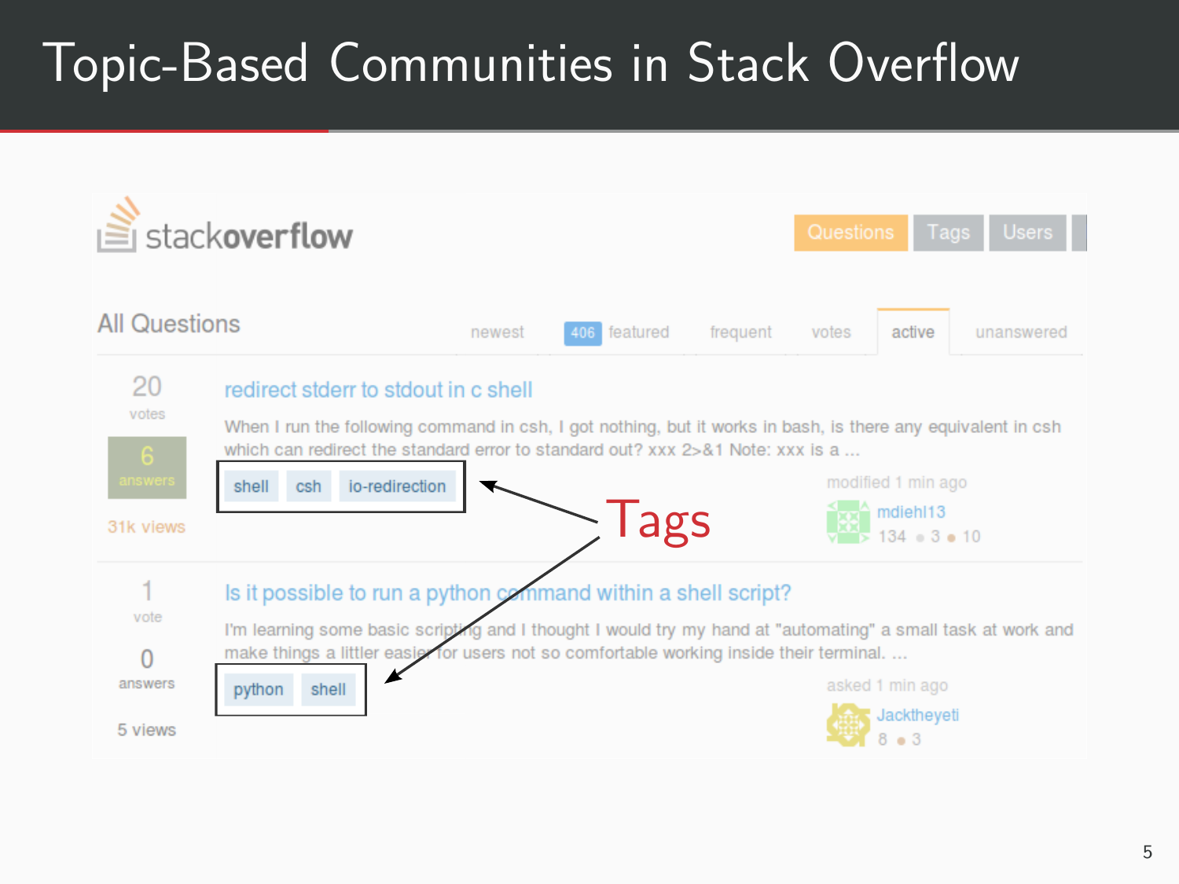# Topic-Based Communities in Stack Overflow

stackoverflow

Questions | Tags | Users

All Questions

newest | 406 featured | frequent | votes | active | unanswered

20 votes | 6 answers | 31k views

**redirect stderr to stdout in c shell**

When I run the following command in csh, I got nothing, but it works in bash, is there any equivalent in csh which can redirect the standard error to standard out? xxx 2>&1 Note: xxx is a ...

shell | csh | io-redirection

modified 1 min ago
mdiehl13
134 ● 3 ● 10

1 vote | 0 answers | 5 views

**Is it possible to run a python command within a shell script?**

I'm learning some basic scripting and I thought I would try my hand at "automating" a small task at work and make things a littler easier for users not so comfortable working inside their terminal. ...

python | shell

asked 1 min ago
Jacktheyeti
8 ● 3

Tags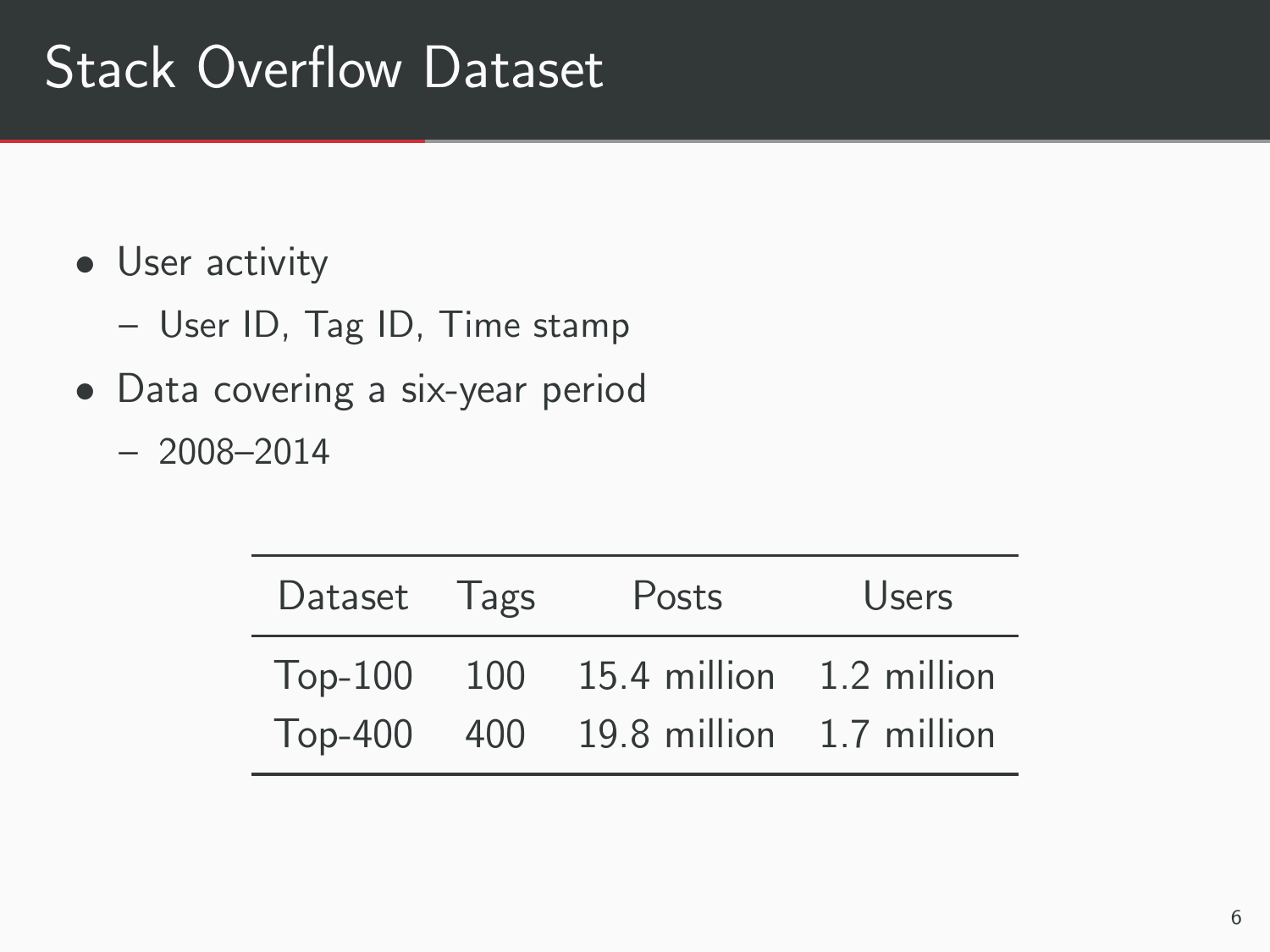# Stack Overflow Dataset

- User activity
  - User ID, Tag ID, Time stamp
- Data covering a six-year period
  - 2008–2014

| Dataset | Tags | Posts | Users |
|---|---|---|---|
| Top-100 | 100 | 15.4 million | 1.2 million |
| Top-400 | 400 | 19.8 million | 1.7 million |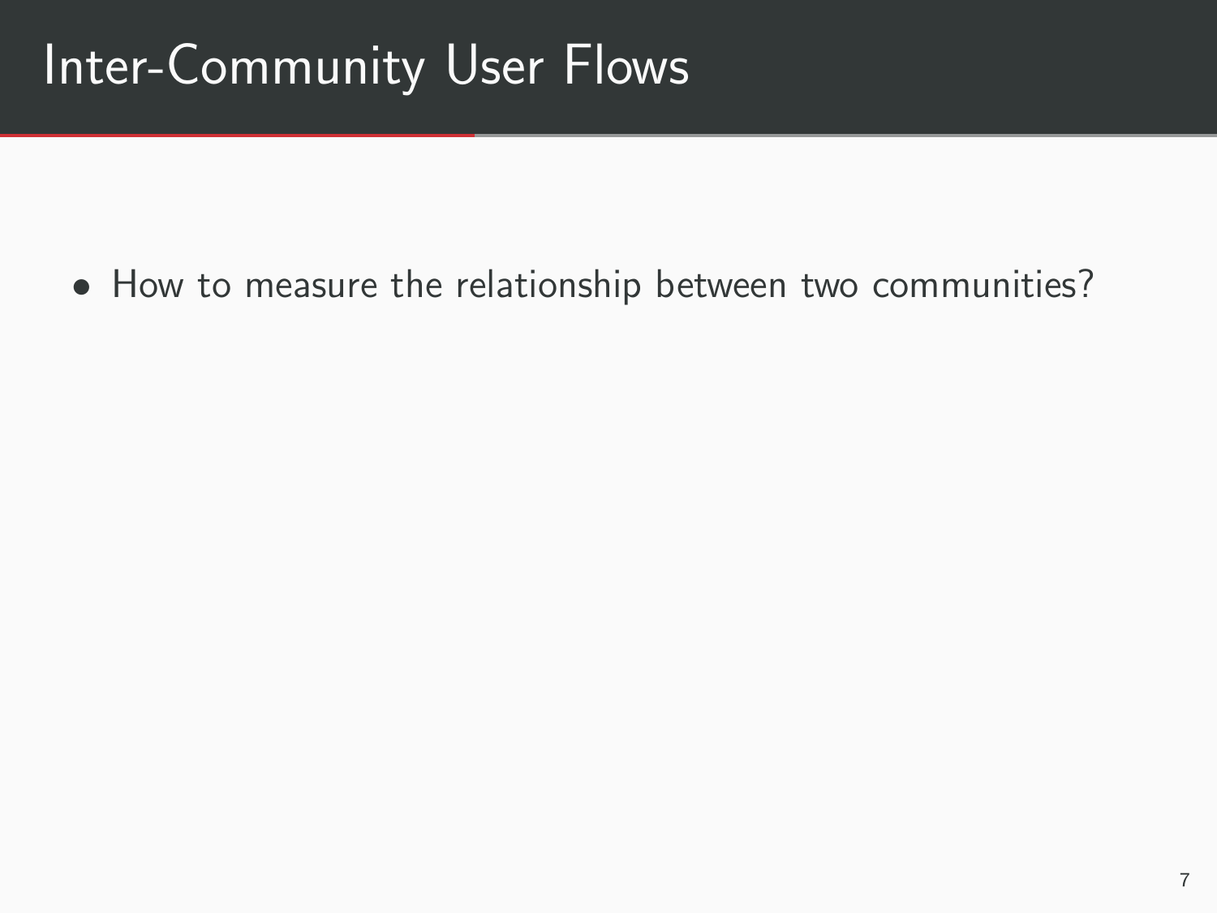# Inter-Community User Flows

- How to measure the relationship between two communities?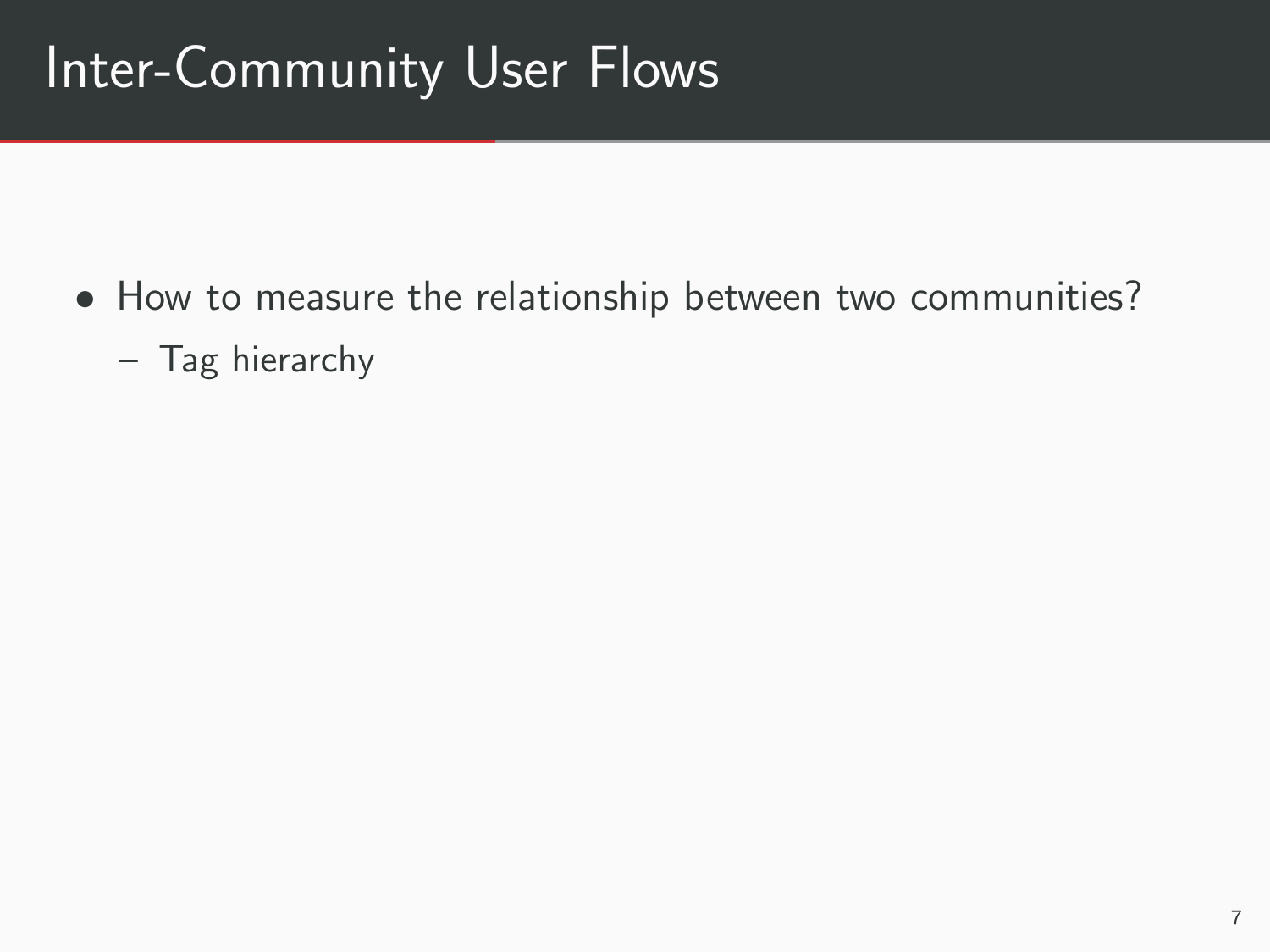# Inter-Community User Flows

- How to measure the relationship between two communities?
  - Tag hierarchy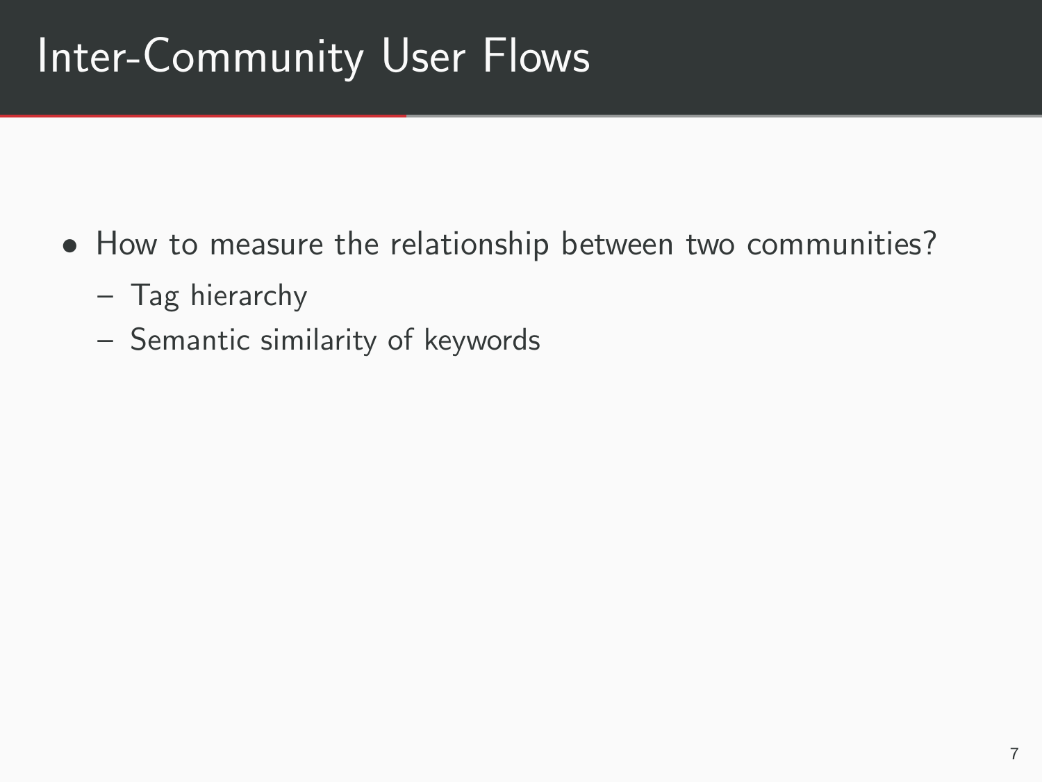# Inter-Community User Flows

- How to measure the relationship between two communities?
  - Tag hierarchy
  - Semantic similarity of keywords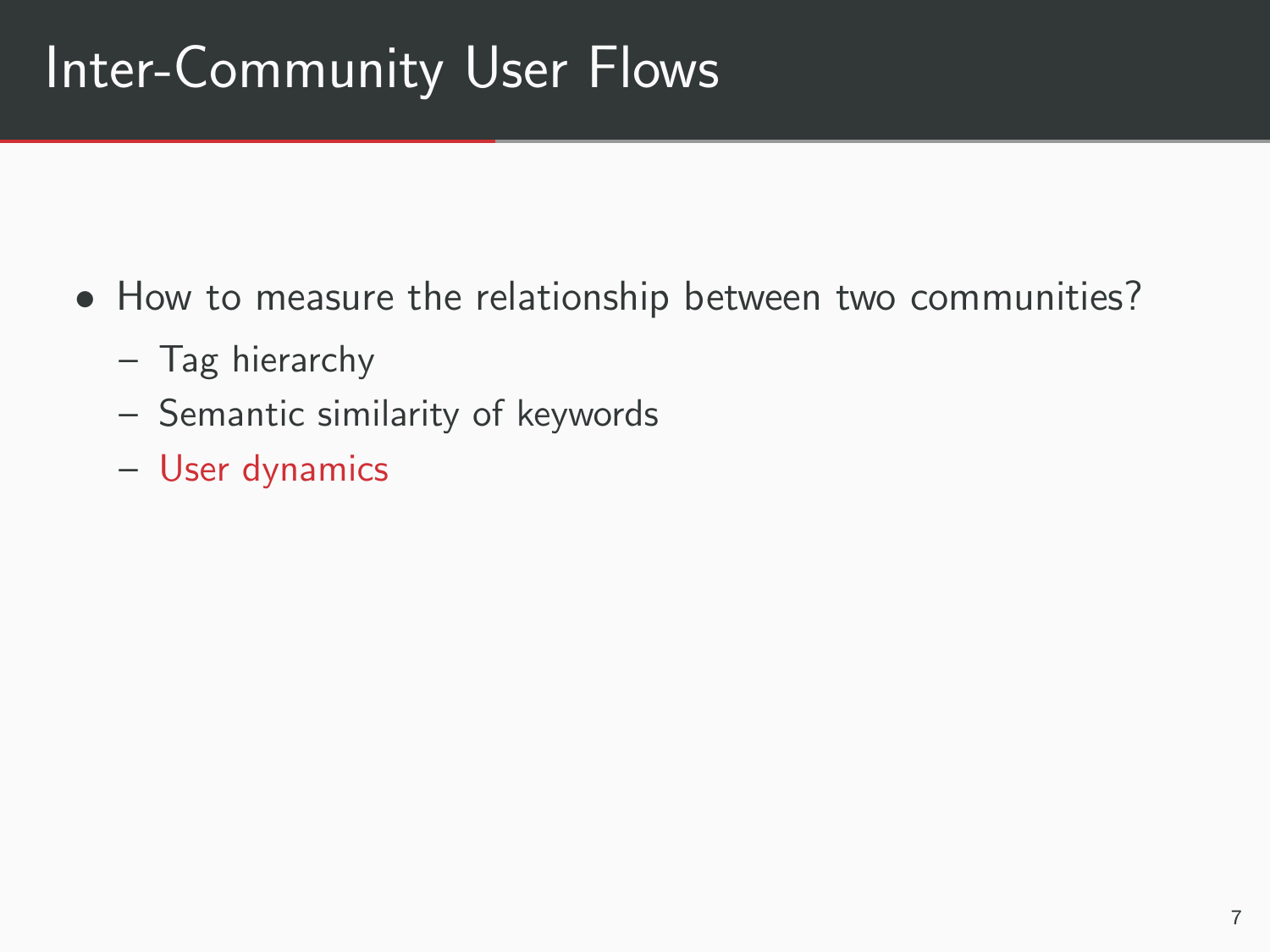# Inter-Community User Flows

- How to measure the relationship between two communities?
  - Tag hierarchy
  - Semantic similarity of keywords
  - User dynamics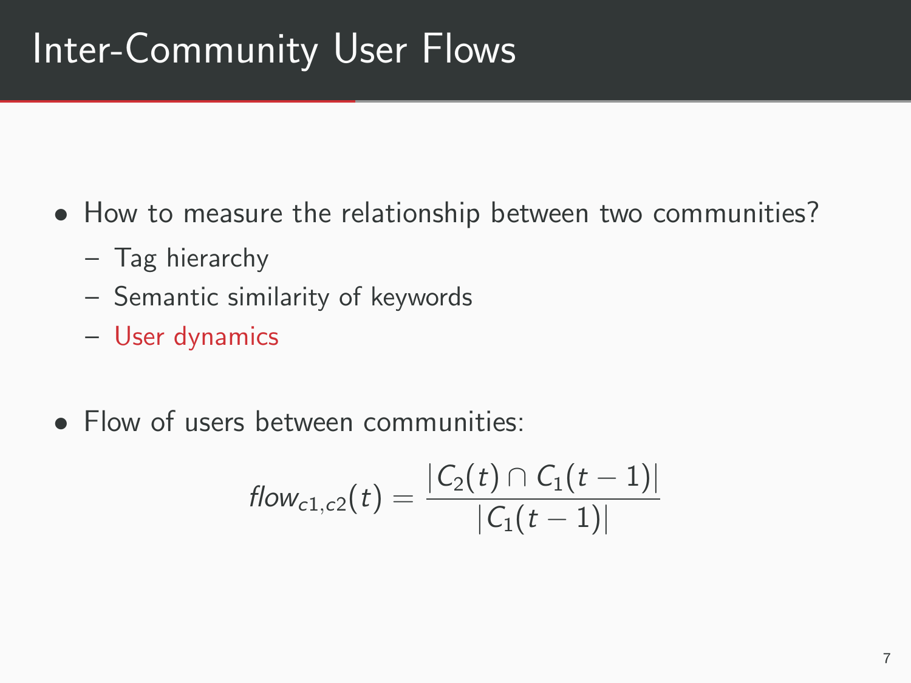# Inter-Community User Flows

- How to measure the relationship between two communities?
  - Tag hierarchy
  - Semantic similarity of keywords
  - User dynamics
- Flow of users between communities:

$$flow_{c1,c2}(t) = \frac{|C_2(t) \cap C_1(t-1)|}{|C_1(t-1)|}$$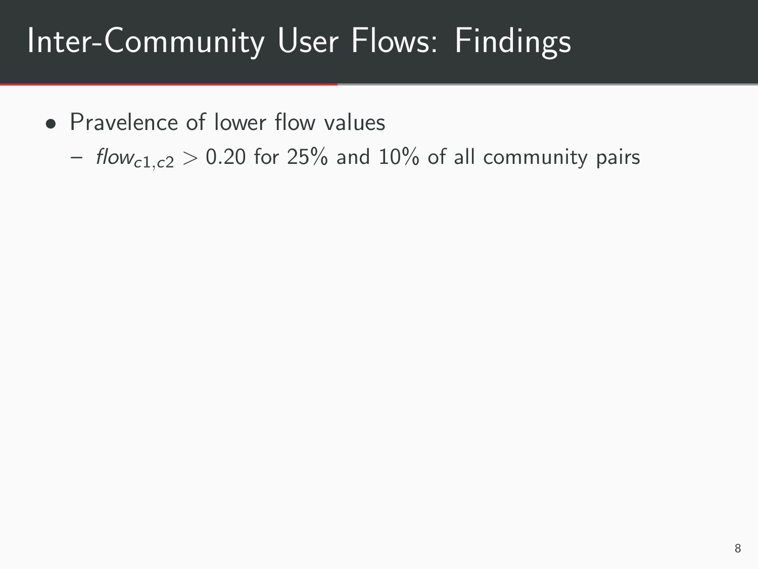# Inter-Community User Flows: Findings

- Pravelence of lower flow values
  - $\mathit{flow}_{c1,c2} > 0.20$ for 25% and 10% of all community pairs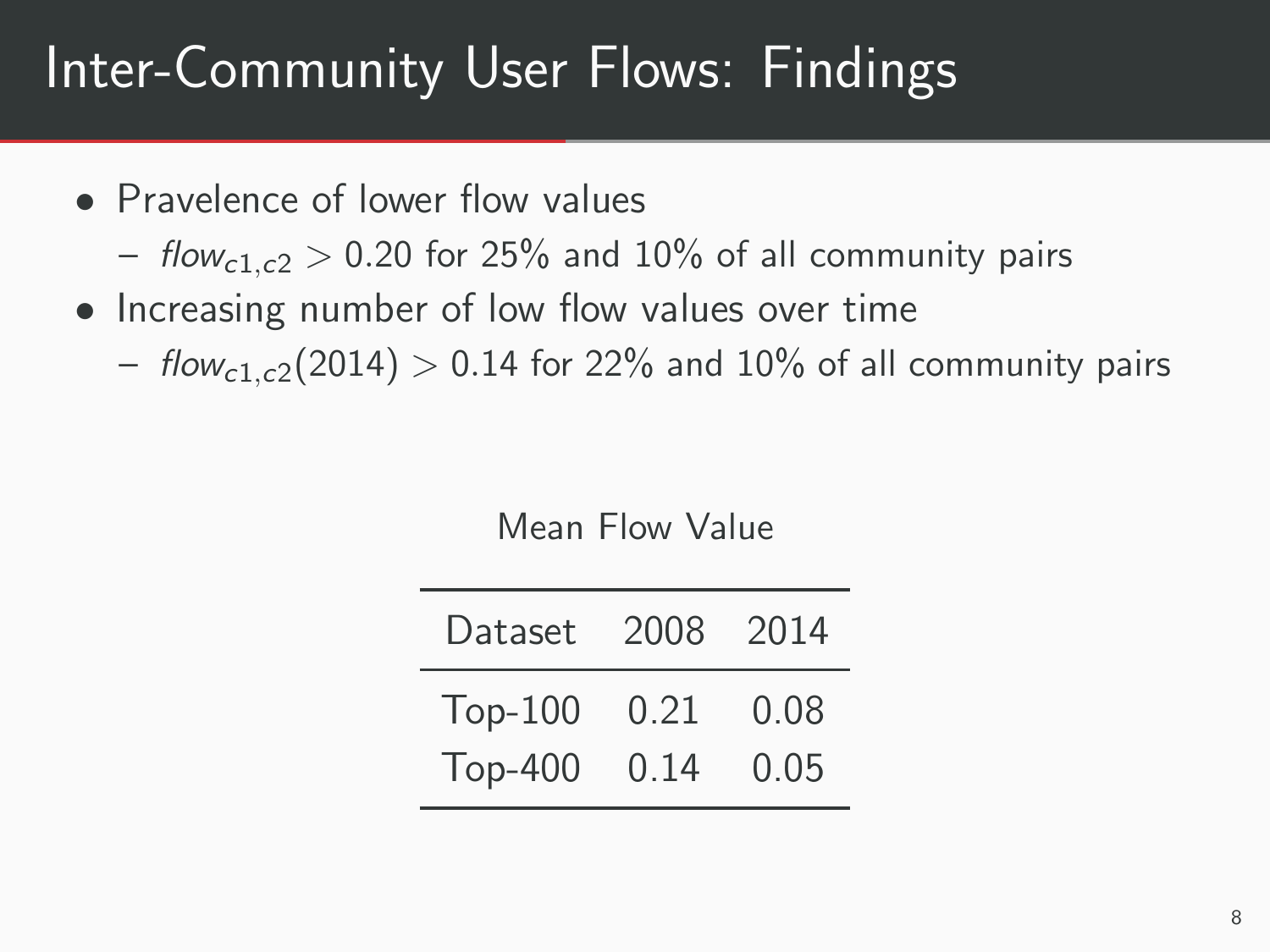# Inter-Community User Flows: Findings

- Pravelence of lower flow values
  - $flow_{c1,c2} > 0.20$ for 25% and 10% of all community pairs
- Increasing number of low flow values over time
  - $flow_{c1,c2}(2014) > 0.14$ for 22% and 10% of all community pairs

Mean Flow Value

| Dataset | 2008 | 2014 |
|---|---|---|
| Top-100 | 0.21 | 0.08 |
| Top-400 | 0.14 | 0.05 |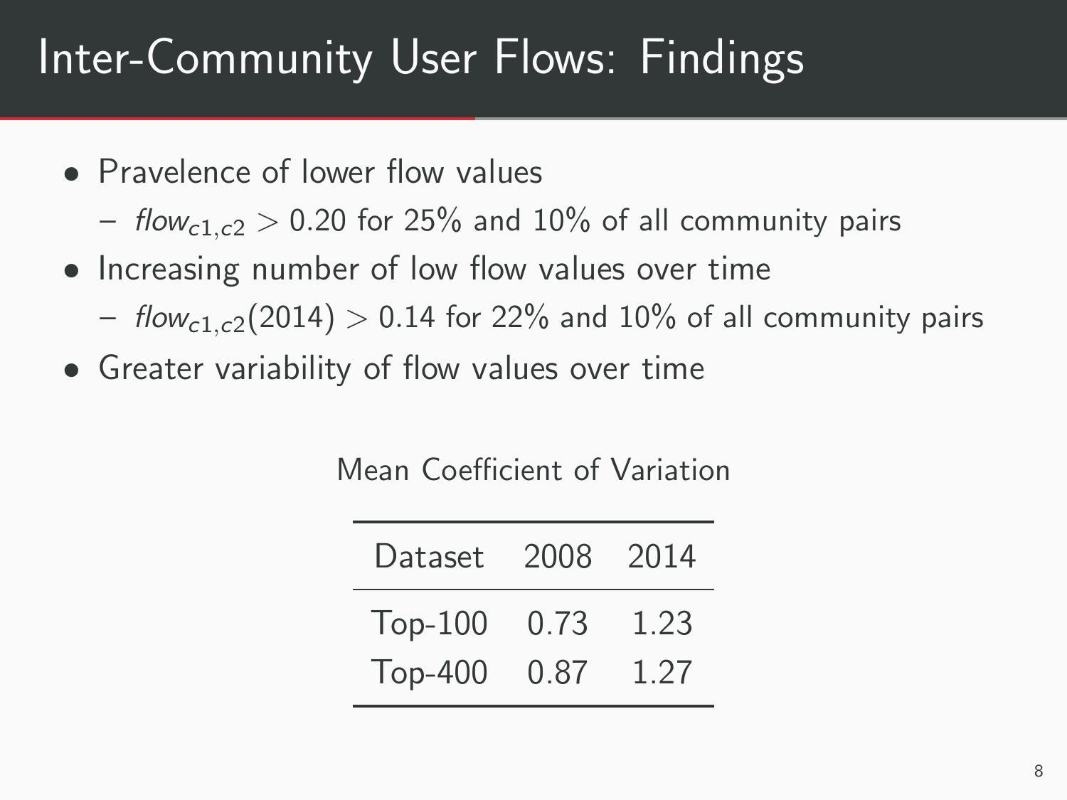# Inter-Community User Flows: Findings

- Pravelence of lower flow values
  - $flow_{c1,c2} > 0.20$ for 25% and 10% of all community pairs
- Increasing number of low flow values over time
  - $flow_{c1,c2}(2014) > 0.14$ for 22% and 10% of all community pairs
- Greater variability of flow values over time

Mean Coefficient of Variation

| Dataset | 2008 | 2014 |
|---|---|---|
| Top-100 | 0.73 | 1.23 |
| Top-400 | 0.87 | 1.27 |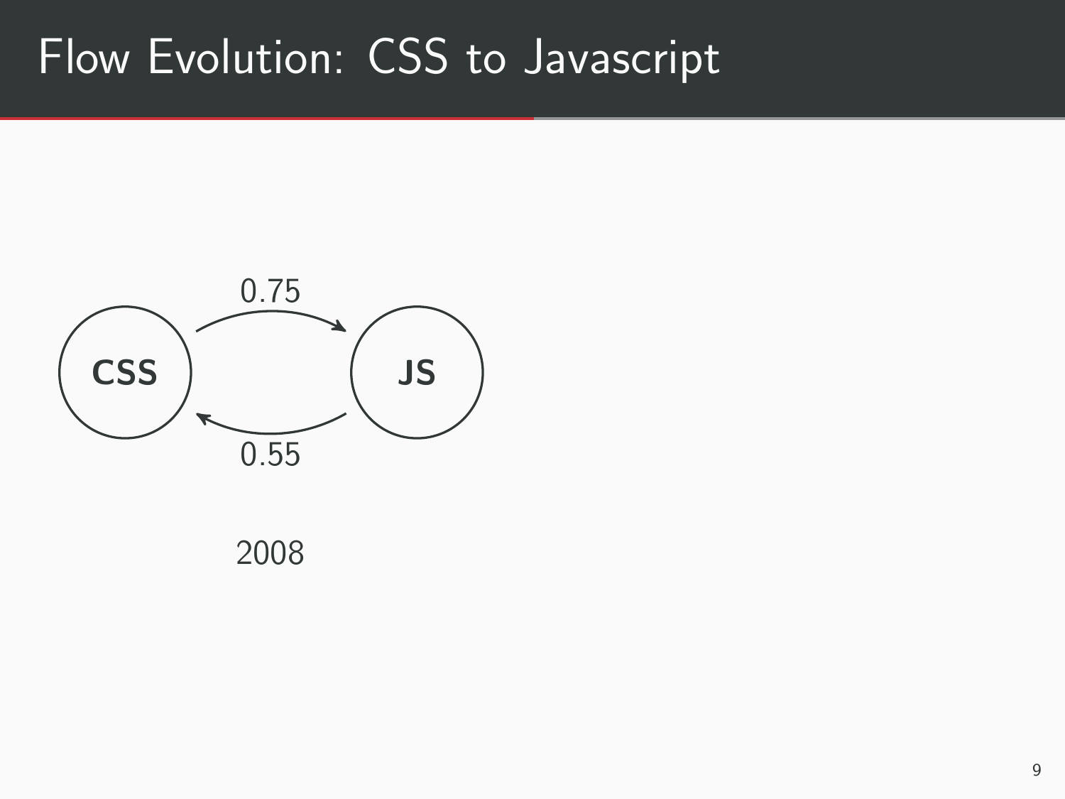# Flow Evolution: CSS to Javascript

CSS → JS: 0.75

JS → CSS: 0.55

2008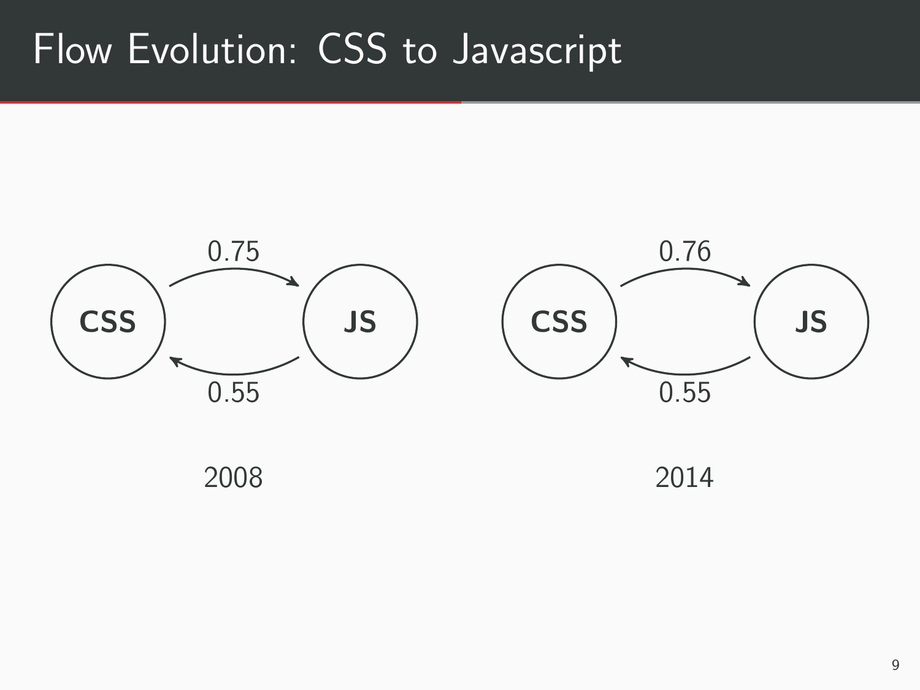# Flow Evolution: CSS to Javascript

CSS → JS: 0.75
JS → CSS: 0.55

2008

CSS → JS: 0.76
JS → CSS: 0.55

2014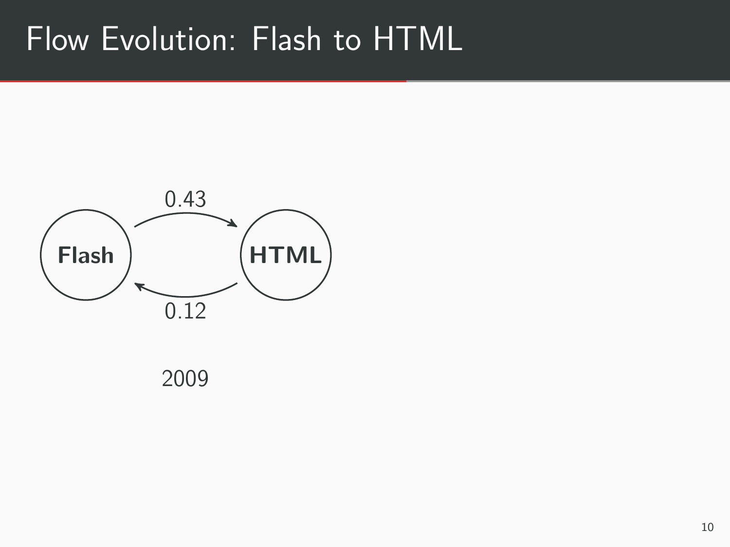# Flow Evolution: Flash to HTML

Flash → HTML: 0.43

HTML → Flash: 0.12

2009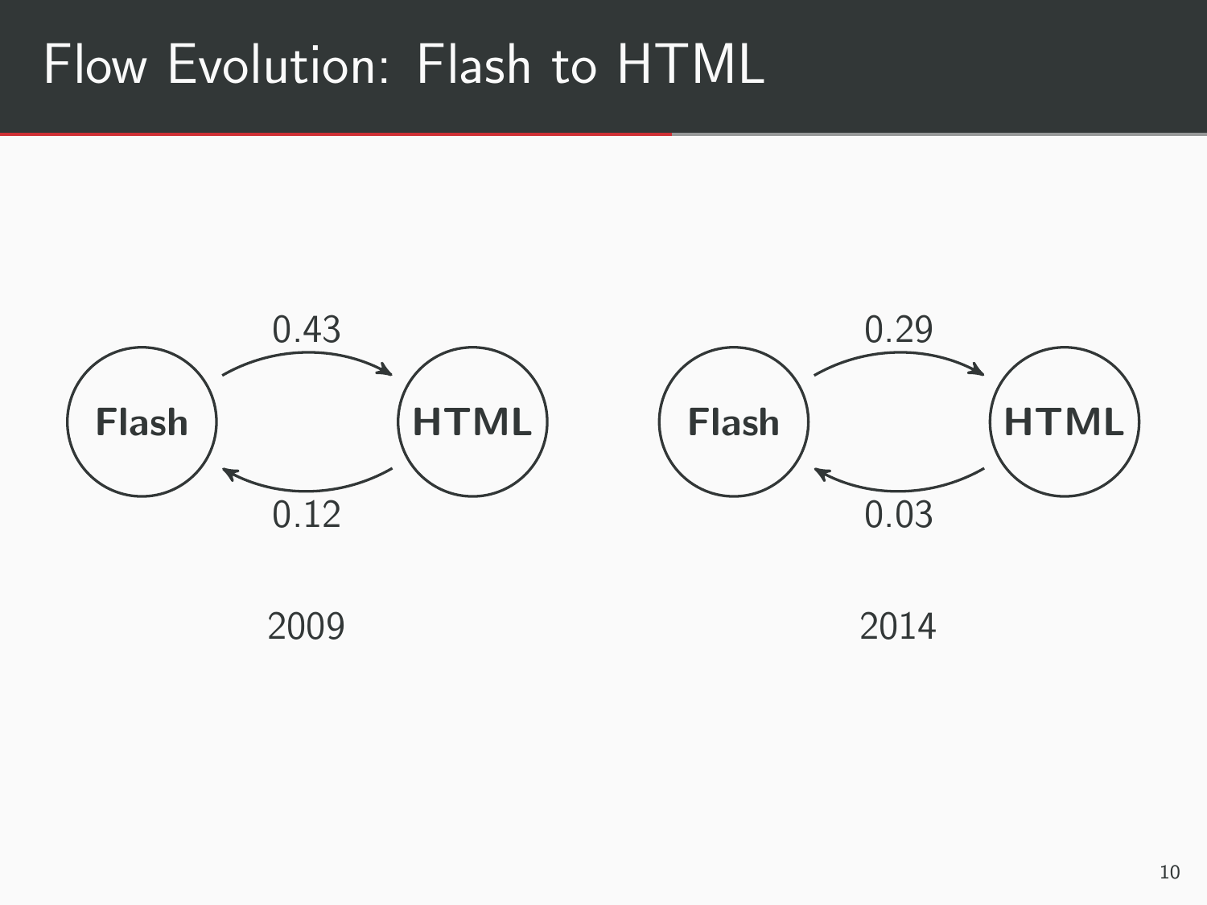# Flow Evolution: Flash to HTML

Flash → HTML: 0.43
HTML → Flash: 0.12

2009

Flash → HTML: 0.29
HTML → Flash: 0.03

2014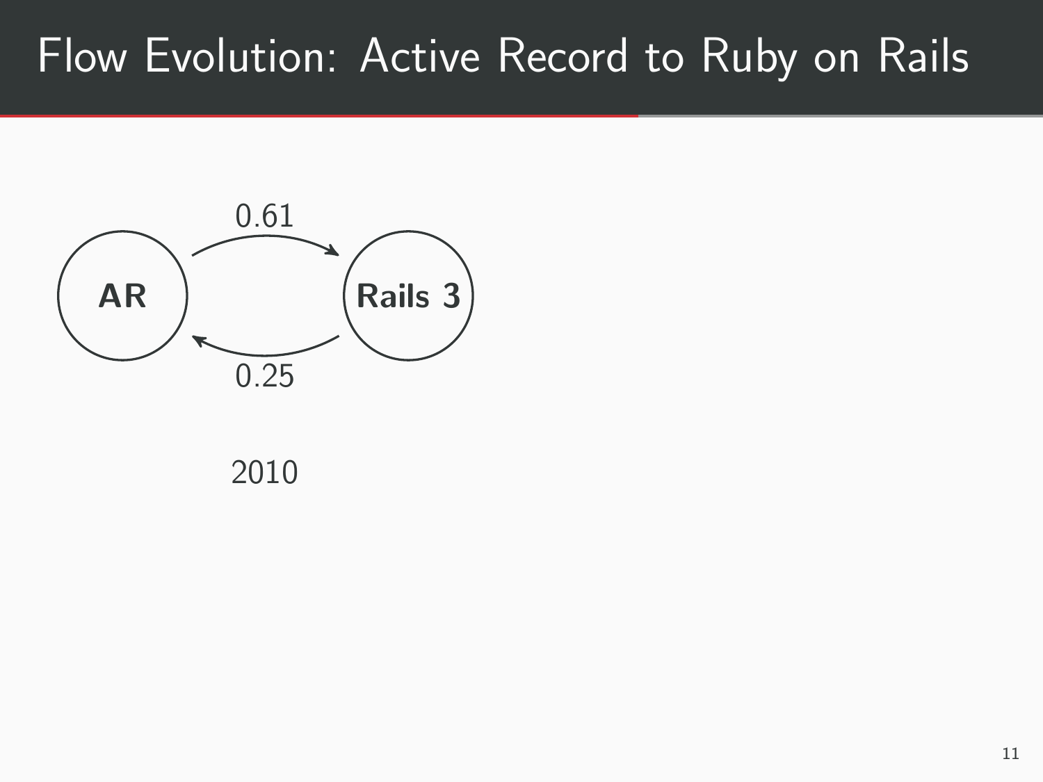# Flow Evolution: Active Record to Ruby on Rails

**AR** → **Rails 3**: 0.61

**Rails 3** → **AR**: 0.25

2010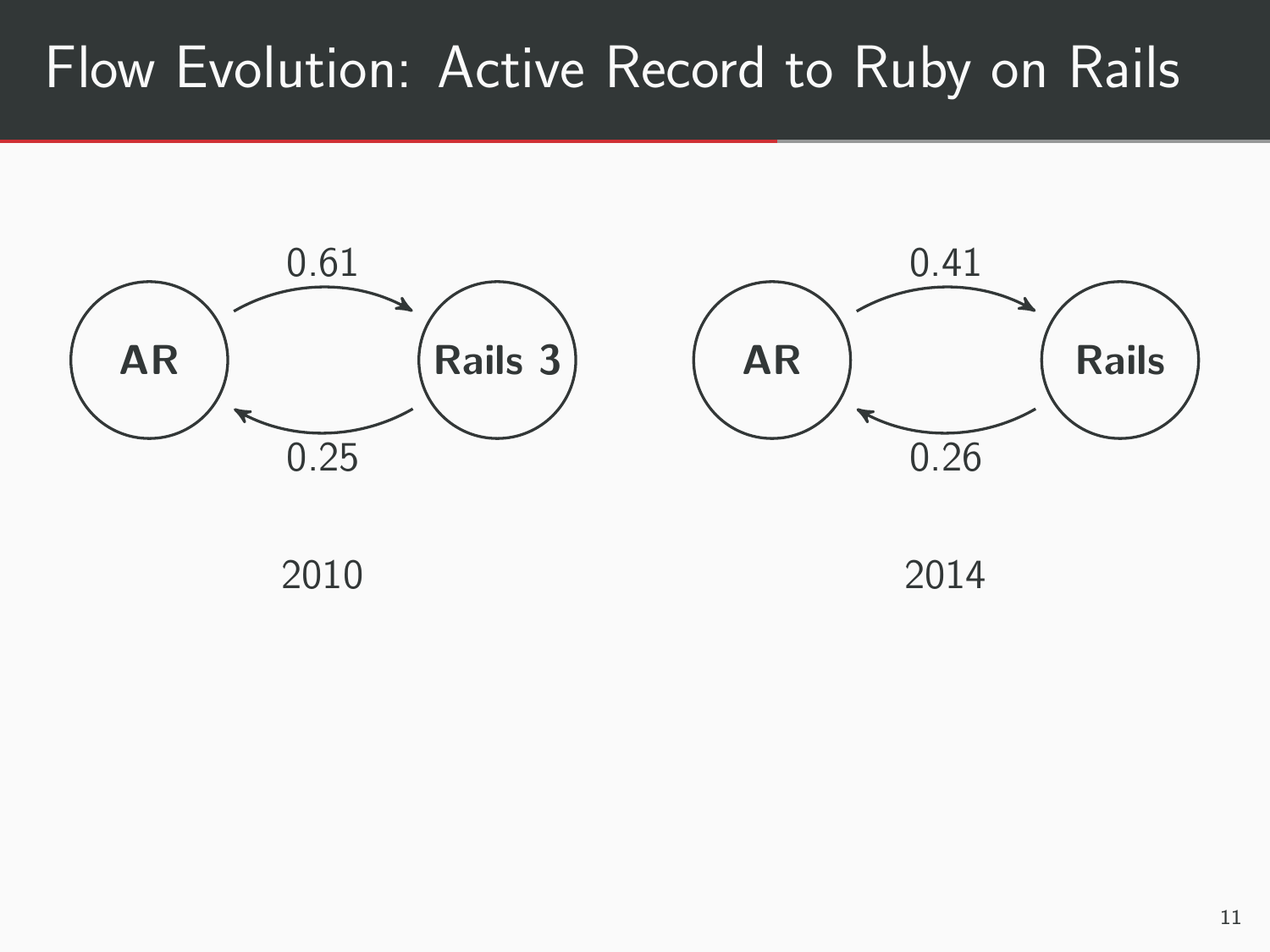# Flow Evolution: Active Record to Ruby on Rails

**2010**

- AR → Rails 3: 0.61
- Rails 3 → AR: 0.25

**2014**

- AR → Rails: 0.41
- Rails → AR: 0.26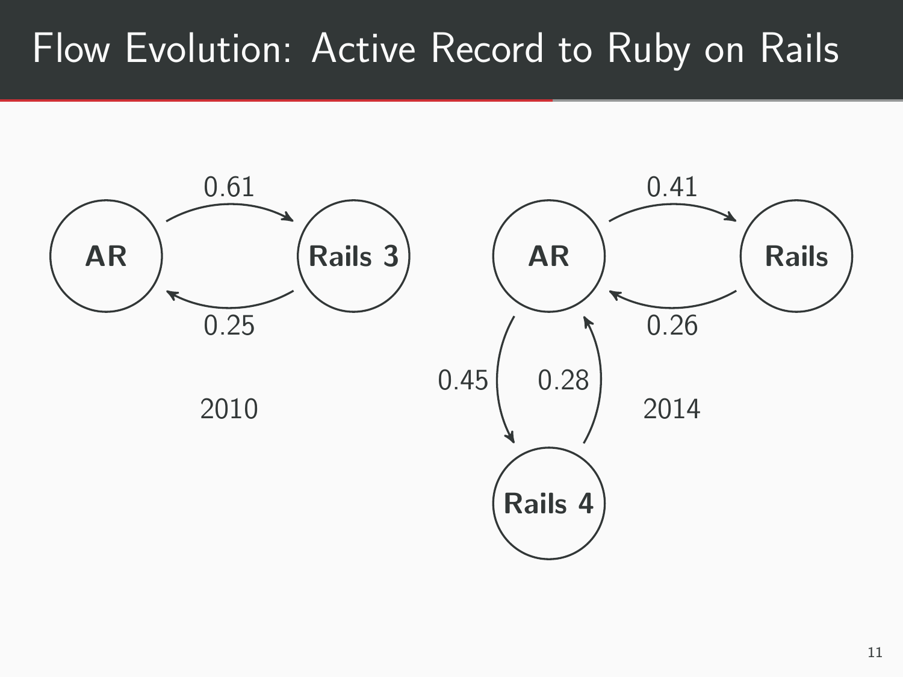# Flow Evolution: Active Record to Ruby on Rails

AR → Rails 3: 0.61

Rails 3 → AR: 0.25

2010

AR → Rails: 0.41

Rails → AR: 0.26

AR → Rails 4: 0.45

Rails 4 → AR: 0.28

2014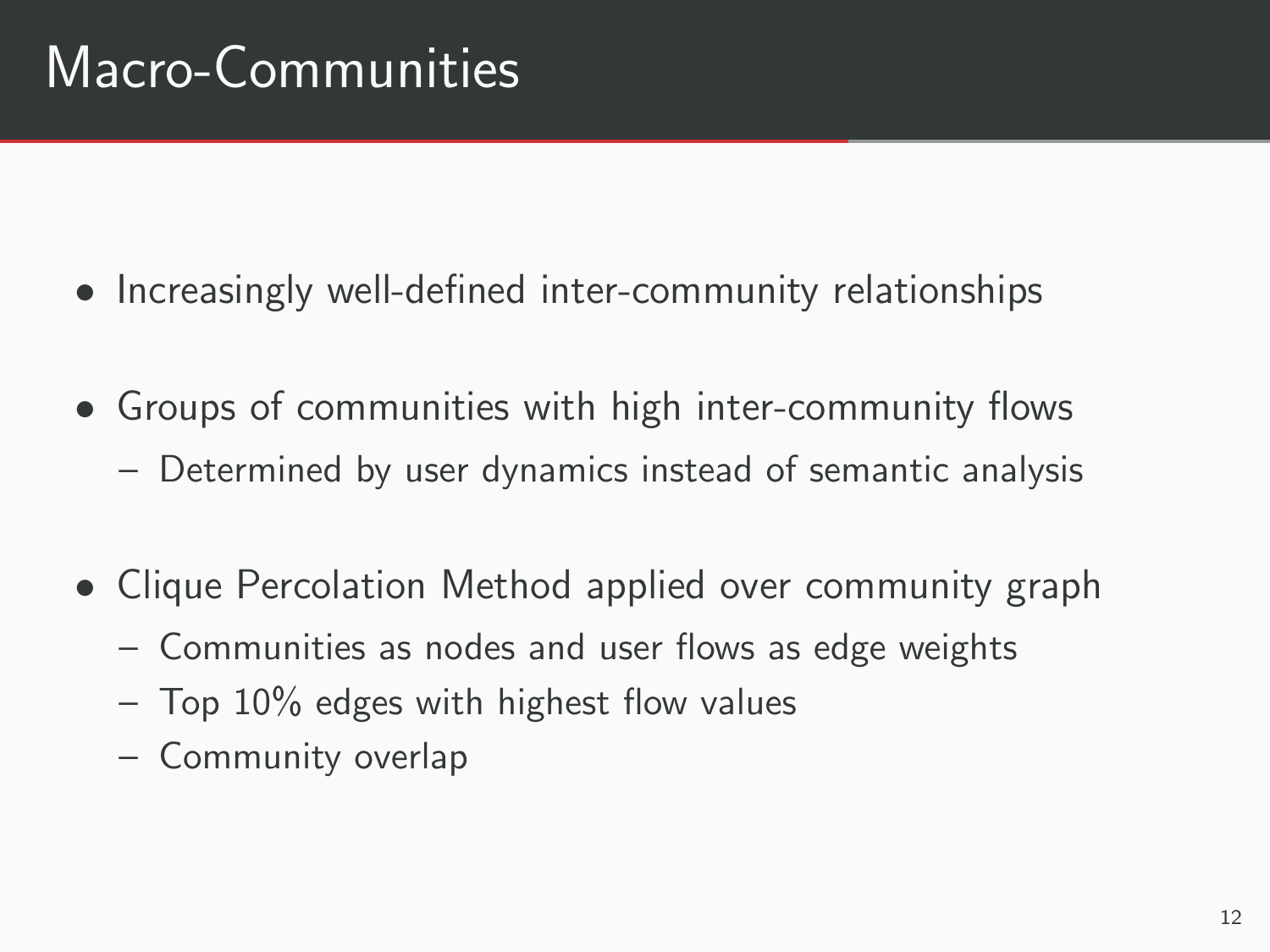# Macro-Communities

- Increasingly well-defined inter-community relationships
- Groups of communities with high inter-community flows
  - Determined by user dynamics instead of semantic analysis
- Clique Percolation Method applied over community graph
  - Communities as nodes and user flows as edge weights
  - Top 10% edges with highest flow values
  - Community overlap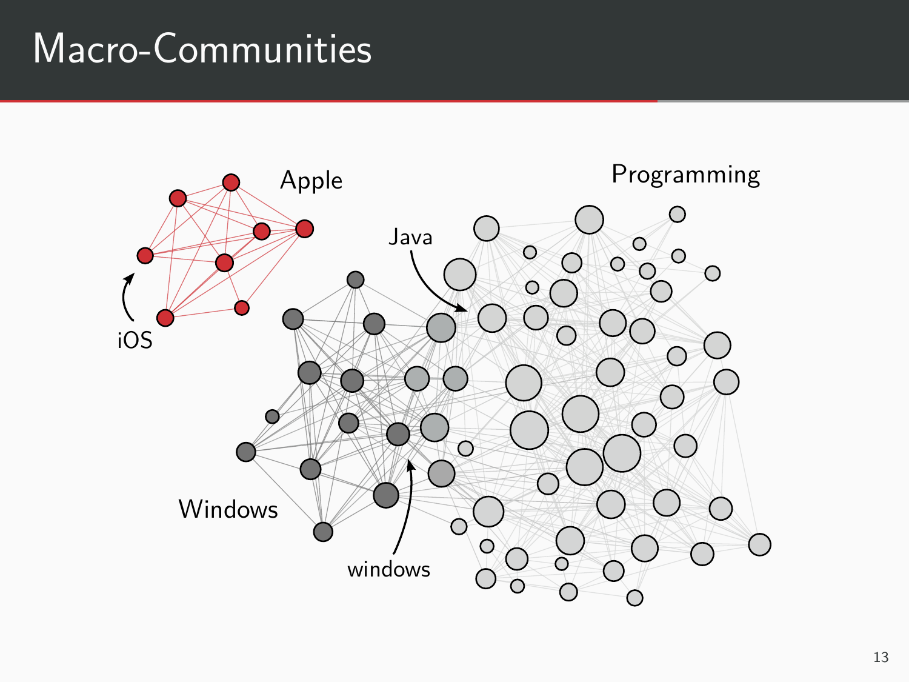# Macro-Communities

Apple

iOS

Java

Programming

Windows

windows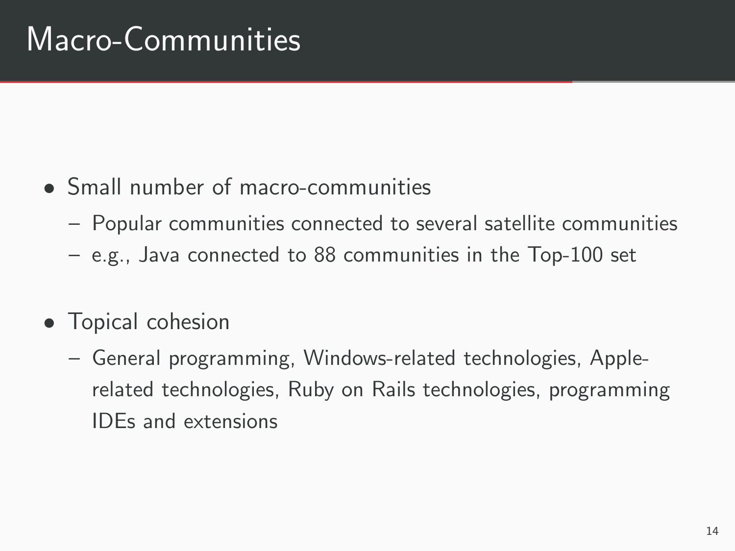# Macro-Communities

- Small number of macro-communities
  - Popular communities connected to several satellite communities
  - e.g., Java connected to 88 communities in the Top-100 set
- Topical cohesion
  - General programming, Windows-related technologies, Apple-related technologies, Ruby on Rails technologies, programming IDEs and extensions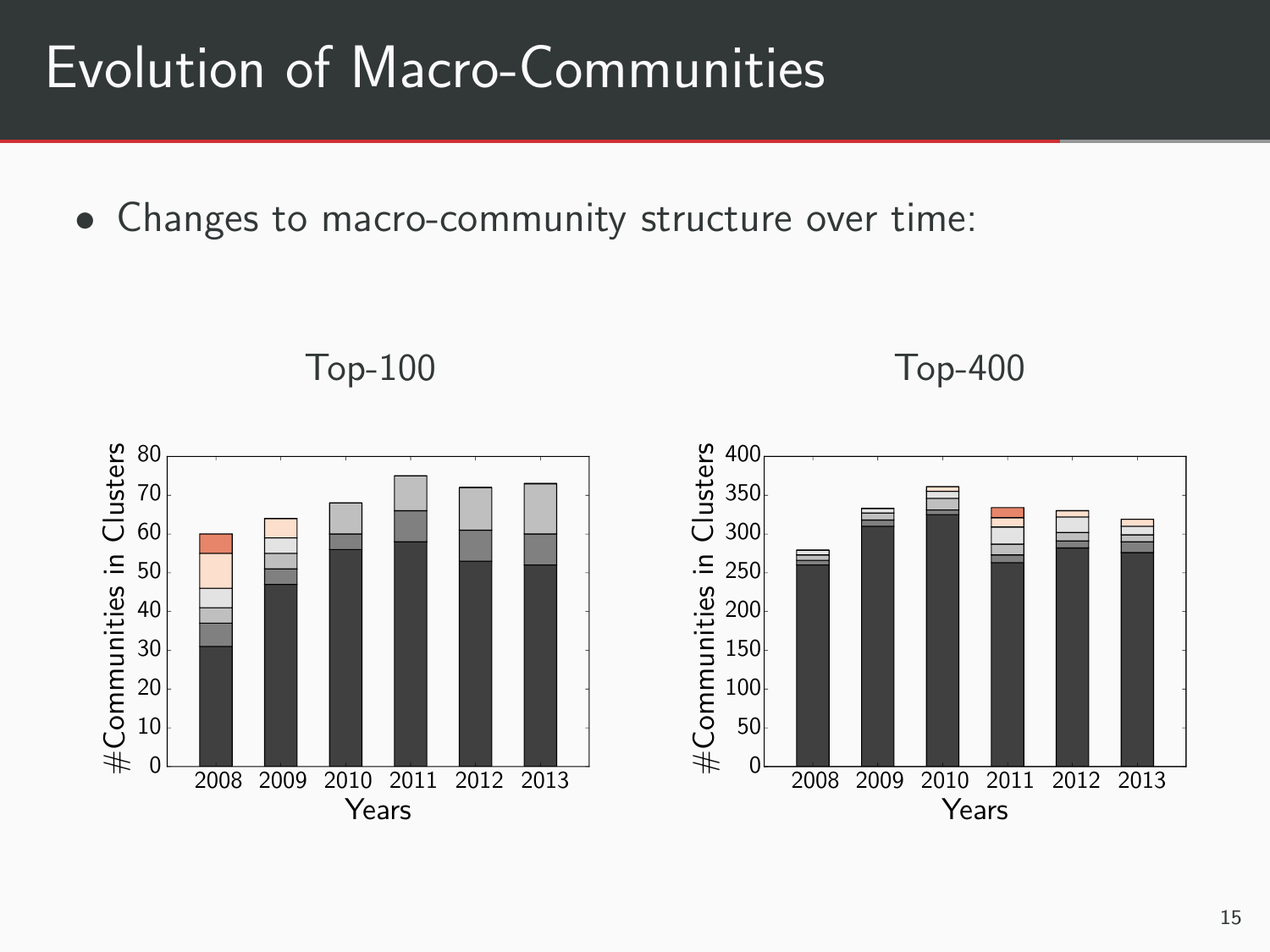# Evolution of Macro-Communities

- Changes to macro-community structure over time:

Top-100

Top-400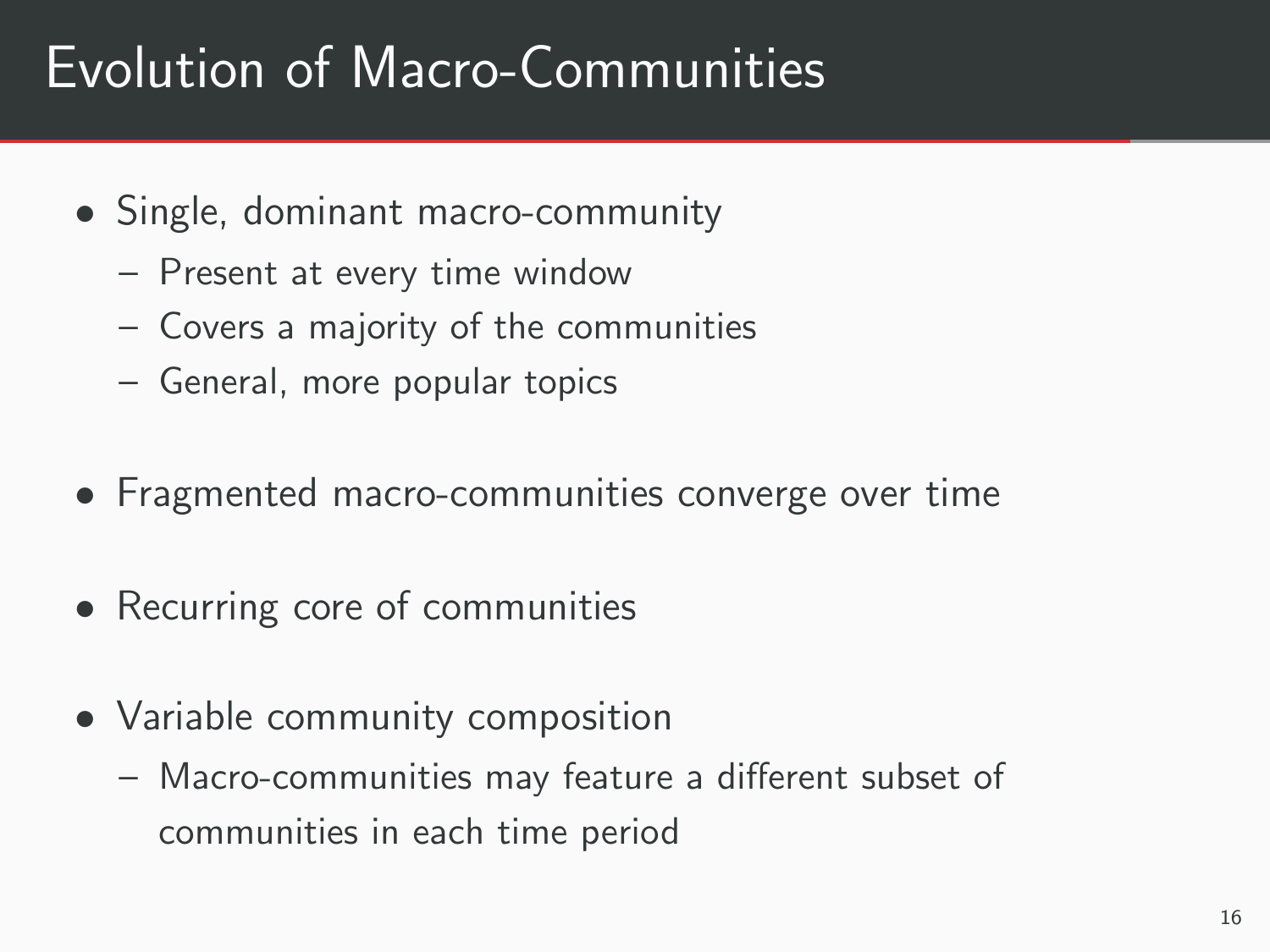# Evolution of Macro-Communities

- Single, dominant macro-community
  - Present at every time window
  - Covers a majority of the communities
  - General, more popular topics
- Fragmented macro-communities converge over time
- Recurring core of communities
- Variable community composition
  - Macro-communities may feature a different subset of communities in each time period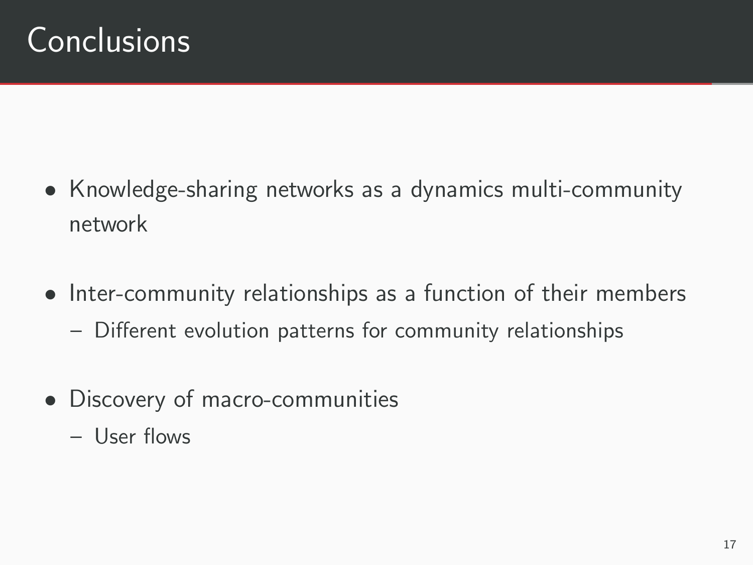# Conclusions

- Knowledge-sharing networks as a dynamics multi-community network
- Inter-community relationships as a function of their members
  - Different evolution patterns for community relationships
- Discovery of macro-communities
  - User flows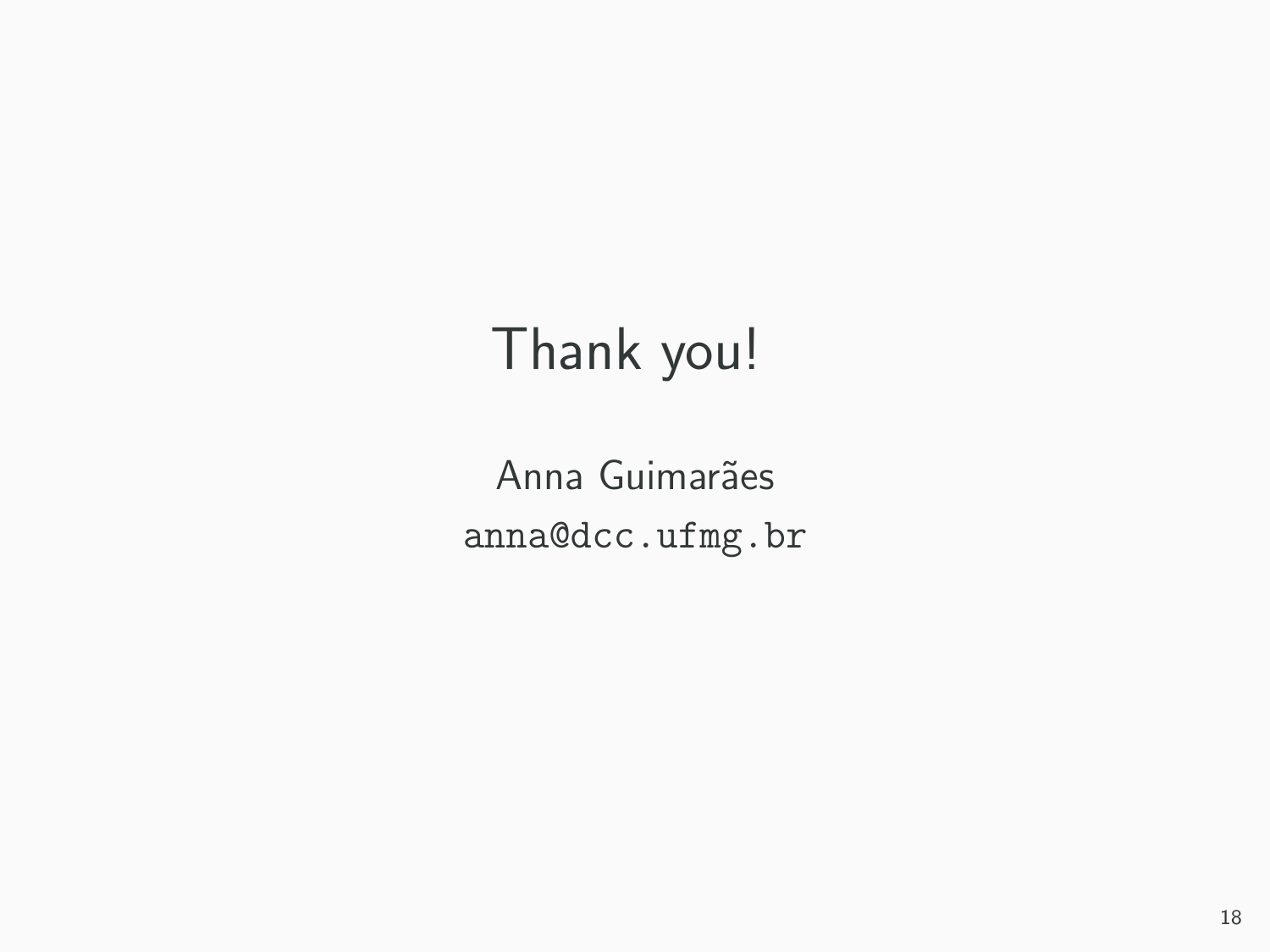# Thank you!

Anna Guimarães

`anna@dcc.ufmg.br`